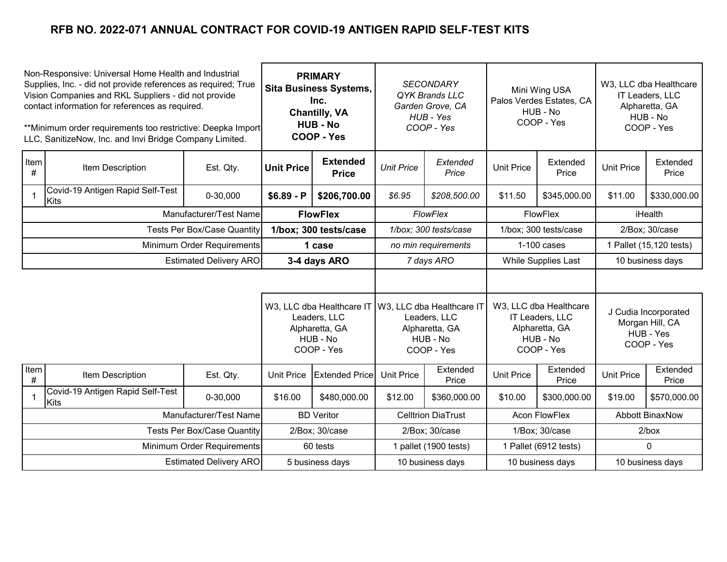# RFB NO. 2022-071 ANNUAL CONTRACT FOR COVID-19 ANTIGEN RAPID SELF-TEST KITS

Non-Responsive: Universal Home Health and Industrial Supplies, Inc. - did not provide references as required; True Vision Companies and RKL Suppliers - did not provide contact information for references as required.

**Minimum order requirements too restrictive: Deepka Import LLC, SanitizeNow, Inc. and Invi Bridge Company Limited.

| | | | **PRIMARY Sita Business Systems, Inc. Chantilly, VA HUB - No COOP - Yes** | | *SECONDARY QYK Brands LLC Garden Grove, CA HUB - Yes COOP - Yes* | | Mini Wing USA Palos Verdes Estates, CA HUB - No COOP - Yes | | W3, LLC dba Healthcare IT Leaders, LLC Alpharetta, GA HUB - No COOP - Yes | |
|---|---|---|---|---|---|---|---|---|---|---|
| Item # | Item Description | Est. Qty. | **Unit Price** | **Extended Price** | *Unit Price* | *Extended Price* | Unit Price | Extended Price | Unit Price | Extended Price |
| 1 | Covid-19 Antigen Rapid Self-Test Kits | 0-30,000 | **$6.89 - P** | **$206,700.00** | *$6.95* | *$208,500.00* | $11.50 | $345,000.00 | $11.00 | $330,000.00 |
| | | Manufacturer/Test Name | **FlowFlex** | | *FlowFlex* | | FlowFlex | | iHealth | |
| | | Tests Per Box/Case Quantity | **1/box; 300 tests/case** | | *1/box; 300 tests/case* | | 1/box; 300 tests/case | | 2/Box; 30/case | |
| | | Minimum Order Requirements | **1 case** | | *no min requirements* | | 1-100 cases | | 1 Pallet (15,120 tests) | |
| | | Estimated Delivery ARO | **3-4 days ARO** | | *7 days ARO* | | While Supplies Last | | 10 business days | |

| | | | W3, LLC dba Healthcare IT Leaders, LLC Alpharetta, GA HUB - No COOP - Yes | | W3, LLC dba Healthcare IT Leaders, LLC Alpharetta, GA HUB - No COOP - Yes | | W3, LLC dba Healthcare IT Leaders, LLC Alpharetta, GA HUB - No COOP - Yes | | J Cudia Incorporated Morgan Hill, CA HUB - Yes COOP - Yes | |
|---|---|---|---|---|---|---|---|---|---|---|
| Item # | Item Description | Est. Qty. | Unit Price | Extended Price | Unit Price | Extended Price | Unit Price | Extended Price | Unit Price | Extended Price |
| 1 | Covid-19 Antigen Rapid Self-Test Kits | 0-30,000 | $16.00 | $480,000.00 | $12.00 | $360,000.00 | $10.00 | $300,000.00 | $19.00 | $570,000.00 |
| | | Manufacturer/Test Name | BD Veritor | | Celltrion DiaTrust | | Acon FlowFlex | | Abbott BinaxNow | |
| | | Tests Per Box/Case Quantity | 2/Box; 30/case | | 2/Box; 30/case | | 1/Box; 30/case | | 2/box | |
| | | Minimum Order Requirements | 60 tests | | 1 pallet (1900 tests) | | 1 Pallet (6912 tests) | | 0 | |
| | | Estimated Delivery ARO | 5 business days | | 10 business days | | 10 business days | | 10 business days | |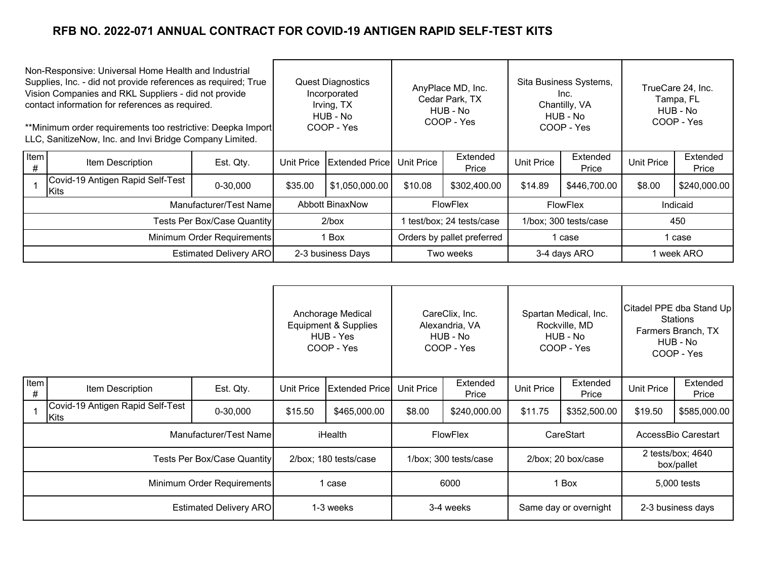# RFB NO. 2022-071 ANNUAL CONTRACT FOR COVID-19 ANTIGEN RAPID SELF-TEST KITS

Non-Responsive: Universal Home Health and Industrial Supplies, Inc. - did not provide references as required; True Vision Companies and RKL Suppliers - did not provide contact information for references as required.

**Minimum order requirements too restrictive: Deepka Import LLC, SanitizeNow, Inc. and Invi Bridge Company Limited.

| | | | Quest Diagnostics Incorporated Irving, TX HUB - No COOP - Yes | | AnyPlace MD, Inc. Cedar Park, TX HUB - No COOP - Yes | | Sita Business Systems, Inc. Chantilly, VA HUB - No COOP - Yes | | TrueCare 24, Inc. Tampa, FL HUB - No COOP - Yes | |
|---|---|---|---|---|---|---|---|---|---|---|
| Item # | Item Description | Est. Qty. | Unit Price | Extended Price | Unit Price | Extended Price | Unit Price | Extended Price | Unit Price | Extended Price |
| 1 | Covid-19 Antigen Rapid Self-Test Kits | 0-30,000 | $35.00 | $1,050,000.00 | $10.08 | $302,400.00 | $14.89 | $446,700.00 | $8.00 | $240,000.00 |
| | | Manufacturer/Test Name | Abbott BinaxNow | | FlowFlex | | FlowFlex | | Indicaid | |
| | | Tests Per Box/Case Quantity | 2/box | | 1 test/box; 24 tests/case | | 1/box; 300 tests/case | | 450 | |
| | | Minimum Order Requirements | 1 Box | | Orders by pallet preferred | | 1 case | | 1 case | |
| | | Estimated Delivery ARO | 2-3 business Days | | Two weeks | | 3-4 days ARO | | 1 week ARO | |

| | | | Anchorage Medical Equipment & Supplies HUB - Yes COOP - Yes | | CareClix, Inc. Alexandria, VA HUB - No COOP - Yes | | Spartan Medical, Inc. Rockville, MD HUB - No COOP - Yes | | Citadel PPE dba Stand Up Stations Farmers Branch, TX HUB - No COOP - Yes | |
|---|---|---|---|---|---|---|---|---|---|---|
| Item # | Item Description | Est. Qty. | Unit Price | Extended Price | Unit Price | Extended Price | Unit Price | Extended Price | Unit Price | Extended Price |
| 1 | Covid-19 Antigen Rapid Self-Test Kits | 0-30,000 | $15.50 | $465,000.00 | $8.00 | $240,000.00 | $11.75 | $352,500.00 | $19.50 | $585,000.00 |
| | | Manufacturer/Test Name | iHealth | | FlowFlex | | CareStart | | AccessBio Carestart | |
| | | Tests Per Box/Case Quantity | 2/box; 180 tests/case | | 1/box; 300 tests/case | | 2/box; 20 box/case | | 2 tests/box; 4640 box/pallet | |
| | | Minimum Order Requirements | 1 case | | 6000 | | 1 Box | | 5,000 tests | |
| | | Estimated Delivery ARO | 1-3 weeks | | 3-4 weeks | | Same day or overnight | | 2-3 business days | |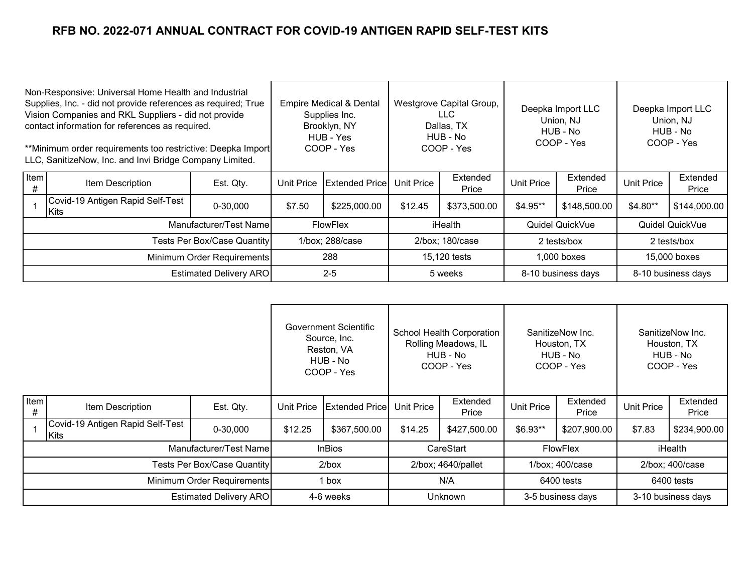# RFB NO. 2022-071 ANNUAL CONTRACT FOR COVID-19 ANTIGEN RAPID SELF-TEST KITS

Non-Responsive: Universal Home Health and Industrial Supplies, Inc. - did not provide references as required; True Vision Companies and RKL Suppliers - did not provide contact information for references as required.

**Minimum order requirements too restrictive: Deepka Import LLC, SanitizeNow, Inc. and Invi Bridge Company Limited.

| | | | Empire Medical & Dental Supplies Inc. Brooklyn, NY HUB - Yes COOP - Yes | | Westgrove Capital Group, LLC Dallas, TX HUB - No COOP - Yes | | Deepka Import LLC Union, NJ HUB - No COOP - Yes | | Deepka Import LLC Union, NJ HUB - No COOP - Yes | |
|---|---|---|---|---|---|---|---|---|---|---|
| Item # | Item Description | Est. Qty. | Unit Price | Extended Price | Unit Price | Extended Price | Unit Price | Extended Price | Unit Price | Extended Price |
| 1 | Covid-19 Antigen Rapid Self-Test Kits | 0-30,000 | $7.50 | $225,000.00 | $12.45 | $373,500.00 | $4.95** | $148,500.00 | $4.80** | $144,000.00 |
| | | Manufacturer/Test Name | FlowFlex | | iHealth | | Quidel QuickVue | | Quidel QuickVue | |
| | | Tests Per Box/Case Quantity | 1/box; 288/case | | 2/box; 180/case | | 2 tests/box | | 2 tests/box | |
| | | Minimum Order Requirements | 288 | | 15,120 tests | | 1,000 boxes | | 15,000 boxes | |
| | | Estimated Delivery ARO | 2-5 | | 5 weeks | | 8-10 business days | | 8-10 business days | |

| | | | Government Scientific Source, Inc. Reston, VA HUB - No COOP - Yes | | School Health Corporation Rolling Meadows, IL HUB - No COOP - Yes | | SanitizeNow Inc. Houston, TX HUB - No COOP - Yes | | SanitizeNow Inc. Houston, TX HUB - No COOP - Yes | |
|---|---|---|---|---|---|---|---|---|---|---|
| Item # | Item Description | Est. Qty. | Unit Price | Extended Price | Unit Price | Extended Price | Unit Price | Extended Price | Unit Price | Extended Price |
| 1 | Covid-19 Antigen Rapid Self-Test Kits | 0-30,000 | $12.25 | $367,500.00 | $14.25 | $427,500.00 | $6.93** | $207,900.00 | $7.83 | $234,900.00 |
| | | Manufacturer/Test Name | InBios | | CareStart | | FlowFlex | | iHealth | |
| | | Tests Per Box/Case Quantity | 2/box | | 2/box; 4640/pallet | | 1/box; 400/case | | 2/box; 400/case | |
| | | Minimum Order Requirements | 1 box | | N/A | | 6400 tests | | 6400 tests | |
| | | Estimated Delivery ARO | 4-6 weeks | | Unknown | | 3-5 business days | | 3-10 business days | |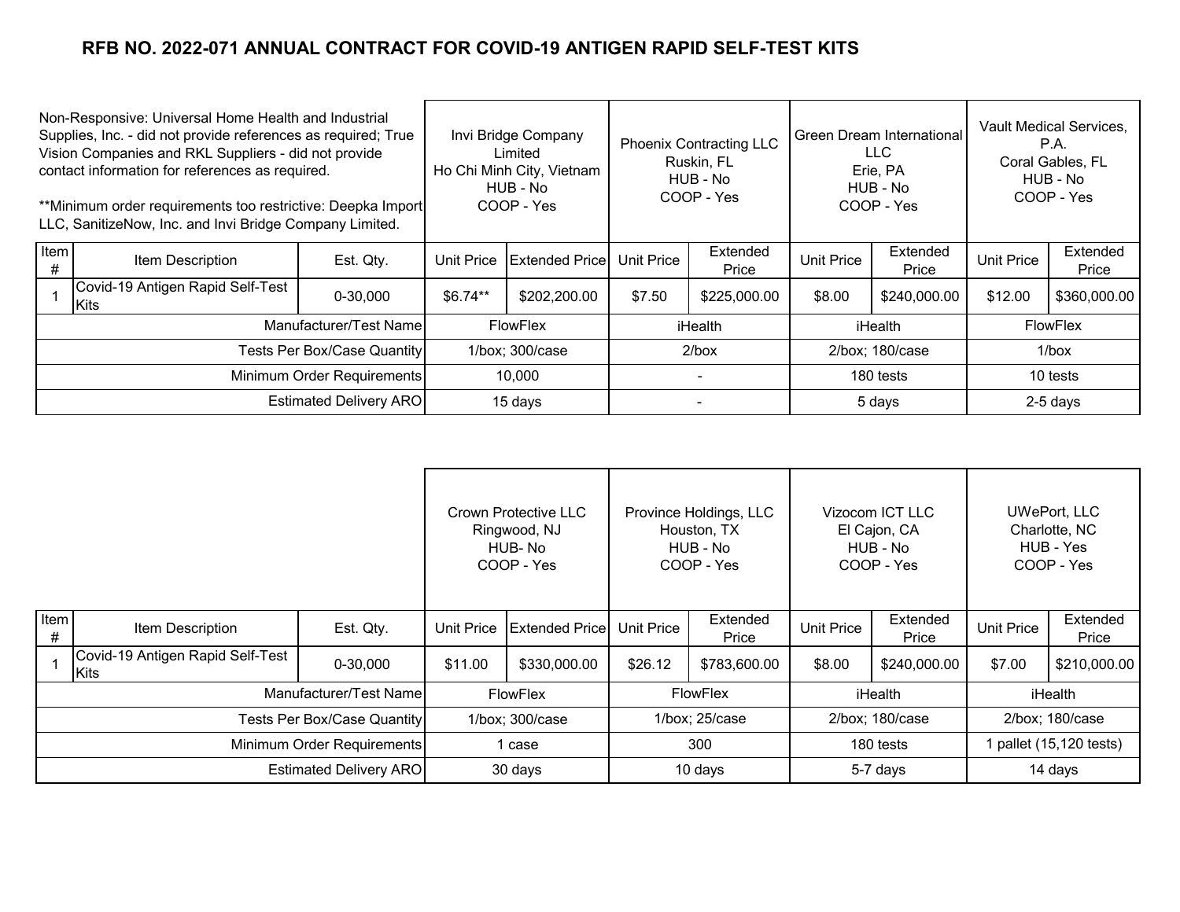# RFB NO. 2022-071 ANNUAL CONTRACT FOR COVID-19 ANTIGEN RAPID SELF-TEST KITS

Non-Responsive: Universal Home Health and Industrial Supplies, Inc. - did not provide references as required; True Vision Companies and RKL Suppliers - did not provide contact information for references as required.

**Minimum order requirements too restrictive: Deepka Import LLC, SanitizeNow, Inc. and Invi Bridge Company Limited.

| | | | Invi Bridge Company Limited<br>Ho Chi Minh City, Vietnam<br>HUB - No<br>COOP - Yes | | Phoenix Contracting LLC<br>Ruskin, FL<br>HUB - No<br>COOP - Yes | | Green Dream International LLC<br>Erie, PA<br>HUB - No<br>COOP - Yes | | Vault Medical Services, P.A.<br>Coral Gables, FL<br>HUB - No<br>COOP - Yes | |
|---|---|---|---|---|---|---|---|---|---|---|
| Item # | Item Description | Est. Qty. | Unit Price | Extended Price | Unit Price | Extended Price | Unit Price | Extended Price | Unit Price | Extended Price |
| 1 | Covid-19 Antigen Rapid Self-Test Kits | 0-30,000 | $6.74** | $202,200.00 | $7.50 | $225,000.00 | $8.00 | $240,000.00 | $12.00 | $360,000.00 |
| | | Manufacturer/Test Name | FlowFlex | | iHealth | | iHealth | | FlowFlex | |
| | | Tests Per Box/Case Quantity | 1/box; 300/case | | 2/box | | 2/box; 180/case | | 1/box | |
| | | Minimum Order Requirements | 10,000 | | - | | 180 tests | | 10 tests | |
| | | Estimated Delivery ARO | 15 days | | - | | 5 days | | 2-5 days | |

| | | | Crown Protective LLC<br>Ringwood, NJ<br>HUB- No<br>COOP - Yes | | Province Holdings, LLC<br>Houston, TX<br>HUB - No<br>COOP - Yes | | Vizocom ICT LLC<br>El Cajon, CA<br>HUB - No<br>COOP - Yes | | UWePort, LLC<br>Charlotte, NC<br>HUB - Yes<br>COOP - Yes | |
|---|---|---|---|---|---|---|---|---|---|---|
| Item # | Item Description | Est. Qty. | Unit Price | Extended Price | Unit Price | Extended Price | Unit Price | Extended Price | Unit Price | Extended Price |
| 1 | Covid-19 Antigen Rapid Self-Test Kits | 0-30,000 | $11.00 | $330,000.00 | $26.12 | $783,600.00 | $8.00 | $240,000.00 | $7.00 | $210,000.00 |
| | | Manufacturer/Test Name | FlowFlex | | FlowFlex | | iHealth | | iHealth | |
| | | Tests Per Box/Case Quantity | 1/box; 300/case | | 1/box; 25/case | | 2/box; 180/case | | 2/box; 180/case | |
| | | Minimum Order Requirements | 1 case | | 300 | | 180 tests | | 1 pallet (15,120 tests) | |
| | | Estimated Delivery ARO | 30 days | | 10 days | | 5-7 days | | 14 days | |